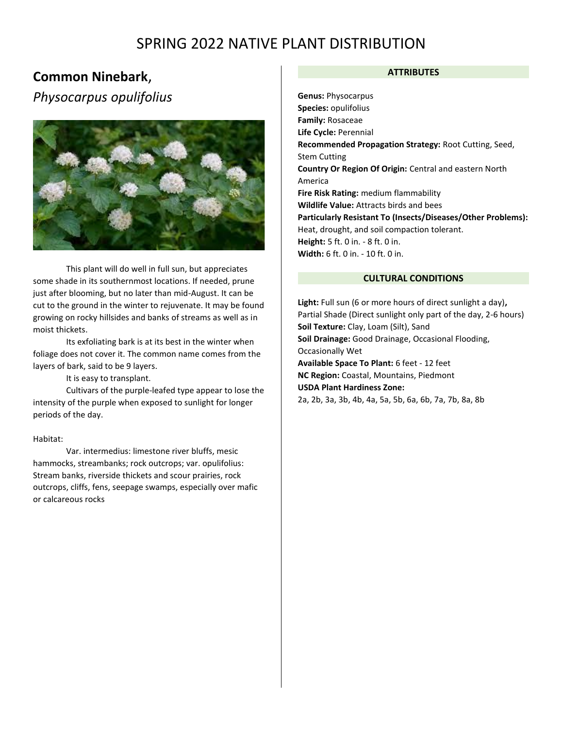# SPRING 2022 NATIVE PLANT DISTRIBUTION

## Common Ninebark,

*Physocarpus opulifolius*

This plant will do well in full sun, but appreciates some shade in its southernmost locations. If needed, prune just after blooming, but no later than mid-August. It can be cut to the ground in the winter to rejuvenate. It may be found growing on rocky hillsides and banks of streams as well as in moist thickets.

Its exfoliating bark is at its best in the winter when foliage does not cover it. The common name comes from the layers of bark, said to be 9 layers.

It is easy to transplant.

Cultivars of the purple-leafed type appear to lose the intensity of the purple when exposed to sunlight for longer periods of the day.

Habitat:

Var. intermedius: limestone river bluffs, mesic hammocks, streambanks; rock outcrops; var. opulifolius: Stream banks, riverside thickets and scour prairies, rock outcrops, cliffs, fens, seepage swamps, especially over mafic or calcareous rocks

### ATTRIBUTES

**Genus:** Physocarpus
**Species:** opulifolius
**Family:** Rosaceae
**Life Cycle:** Perennial
**Recommended Propagation Strategy:** Root Cutting, Seed, Stem Cutting
**Country Or Region Of Origin:** Central and eastern North America
**Fire Risk Rating:** medium flammability
**Wildlife Value:** Attracts birds and bees
**Particularly Resistant To (Insects/Diseases/Other Problems):** Heat, drought, and soil compaction tolerant.
**Height:** 5 ft. 0 in. - 8 ft. 0 in.
**Width:** 6 ft. 0 in. - 10 ft. 0 in.

### CULTURAL CONDITIONS

**Light:** Full sun (6 or more hours of direct sunlight a day)**,** Partial Shade (Direct sunlight only part of the day, 2-6 hours)
**Soil Texture:** Clay, Loam (Silt), Sand
**Soil Drainage:** Good Drainage, Occasional Flooding, Occasionally Wet
**Available Space To Plant:** 6 feet - 12 feet
**NC Region:** Coastal, Mountains, Piedmont
**USDA Plant Hardiness Zone:**
2a, 2b, 3a, 3b, 4b, 4a, 5a, 5b, 6a, 6b, 7a, 7b, 8a, 8b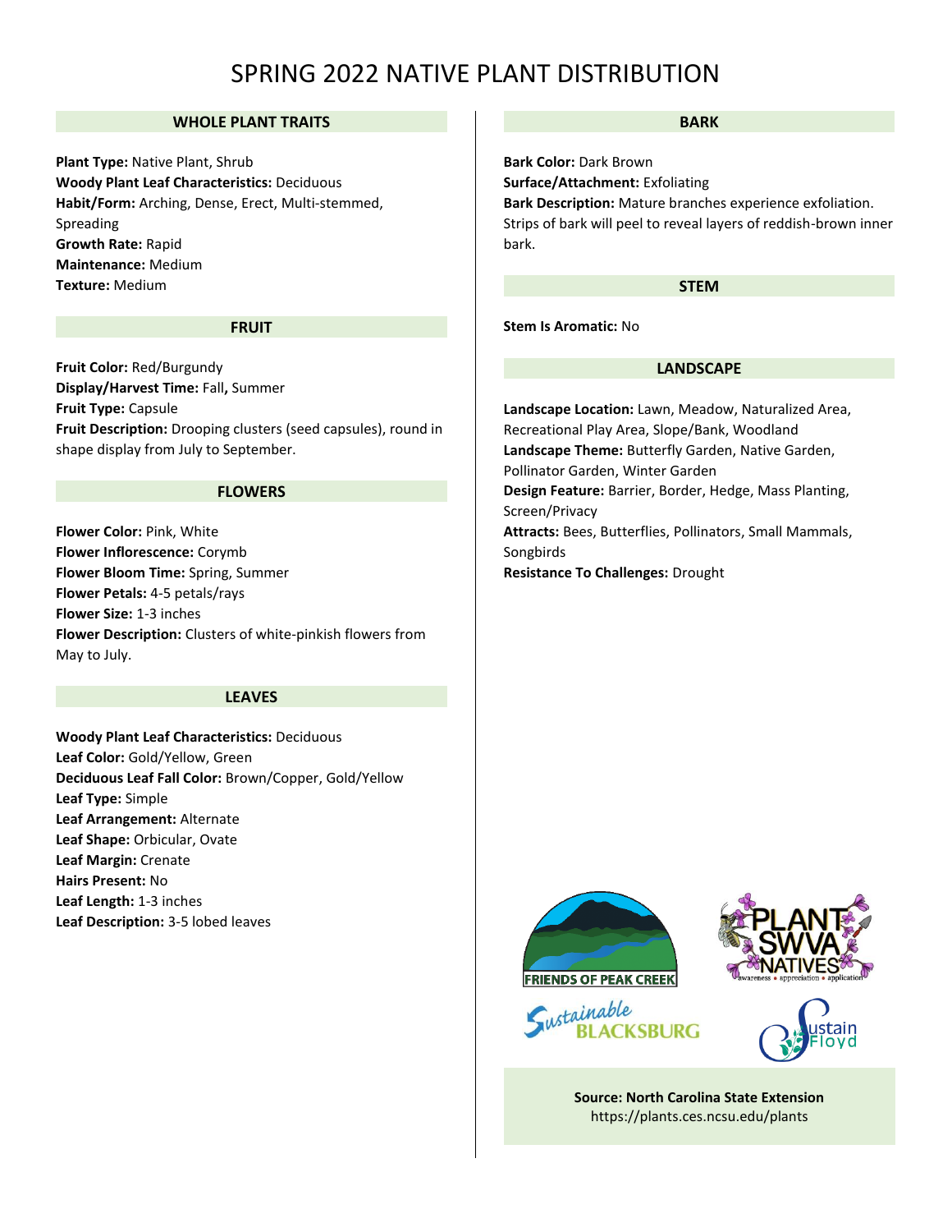# SPRING 2022 NATIVE PLANT DISTRIBUTION

## WHOLE PLANT TRAITS

**Plant Type:** Native Plant, Shrub
**Woody Plant Leaf Characteristics:** Deciduous
**Habit/Form:** Arching, Dense, Erect, Multi-stemmed, Spreading
**Growth Rate:** Rapid
**Maintenance:** Medium
**Texture:** Medium

## FRUIT

**Fruit Color:** Red/Burgundy
**Display/Harvest Time:** Fall, Summer
**Fruit Type:** Capsule
**Fruit Description:** Drooping clusters (seed capsules), round in shape display from July to September.

## FLOWERS

**Flower Color:** Pink, White
**Flower Inflorescence:** Corymb
**Flower Bloom Time:** Spring, Summer
**Flower Petals:** 4-5 petals/rays
**Flower Size:** 1-3 inches
**Flower Description:** Clusters of white-pinkish flowers from May to July.

## LEAVES

**Woody Plant Leaf Characteristics:** Deciduous
**Leaf Color:** Gold/Yellow, Green
**Deciduous Leaf Fall Color:** Brown/Copper, Gold/Yellow
**Leaf Type:** Simple
**Leaf Arrangement:** Alternate
**Leaf Shape:** Orbicular, Ovate
**Leaf Margin:** Crenate
**Hairs Present:** No
**Leaf Length:** 1-3 inches
**Leaf Description:** 3-5 lobed leaves

## BARK

**Bark Color:** Dark Brown
**Surface/Attachment:** Exfoliating
**Bark Description:** Mature branches experience exfoliation. Strips of bark will peel to reveal layers of reddish-brown inner bark.

## STEM

**Stem Is Aromatic:** No

## LANDSCAPE

**Landscape Location:** Lawn, Meadow, Naturalized Area, Recreational Play Area, Slope/Bank, Woodland
**Landscape Theme:** Butterfly Garden, Native Garden, Pollinator Garden, Winter Garden
**Design Feature:** Barrier, Border, Hedge, Mass Planting, Screen/Privacy
**Attracts:** Bees, Butterflies, Pollinators, Small Mammals, Songbirds
**Resistance To Challenges:** Drought

FRIENDS OF PEAK CREEK

PLANT SWVA NATIVES — awareness • appreciation • application

Sustainable BLACKSBURG

Sustain Floyd

**Source: North Carolina State Extension**
https://plants.ces.ncsu.edu/plants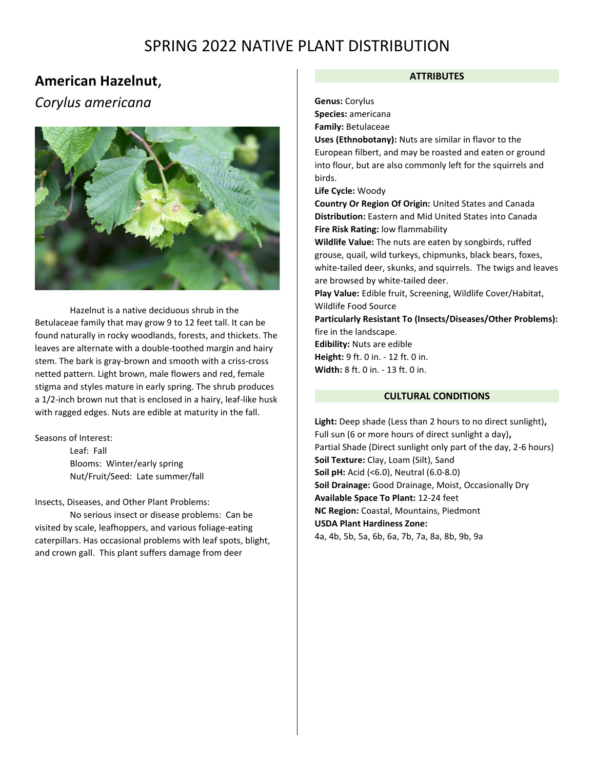# SPRING 2022 NATIVE PLANT DISTRIBUTION

## American Hazelnut,

*Corylus americana*

Hazelnut is a native deciduous shrub in the Betulaceae family that may grow 9 to 12 feet tall. It can be found naturally in rocky woodlands, forests, and thickets. The leaves are alternate with a double-toothed margin and hairy stem. The bark is gray-brown and smooth with a criss-cross netted pattern. Light brown, male flowers and red, female stigma and styles mature in early spring. The shrub produces a 1/2-inch brown nut that is enclosed in a hairy, leaf-like husk with ragged edges. Nuts are edible at maturity in the fall.

Seasons of Interest:

- Leaf: Fall
- Blooms: Winter/early spring
- Nut/Fruit/Seed: Late summer/fall

Insects, Diseases, and Other Plant Problems:

No serious insect or disease problems: Can be visited by scale, leafhoppers, and various foliage-eating caterpillars. Has occasional problems with leaf spots, blight, and crown gall. This plant suffers damage from deer

### ATTRIBUTES

**Genus:** Corylus
**Species:** americana
**Family:** Betulaceae
**Uses (Ethnobotany):** Nuts are similar in flavor to the European filbert, and may be roasted and eaten or ground into flour, but are also commonly left for the squirrels and birds.
**Life Cycle:** Woody
**Country Or Region Of Origin:** United States and Canada
**Distribution:** Eastern and Mid United States into Canada
**Fire Risk Rating:** low flammability
**Wildlife Value:** The nuts are eaten by songbirds, ruffed grouse, quail, wild turkeys, chipmunks, black bears, foxes, white-tailed deer, skunks, and squirrels. The twigs and leaves are browsed by white-tailed deer.
**Play Value:** Edible fruit, Screening, Wildlife Cover/Habitat, Wildlife Food Source
**Particularly Resistant To (Insects/Diseases/Other Problems):** fire in the landscape.
**Edibility:** Nuts are edible
**Height:** 9 ft. 0 in. - 12 ft. 0 in.
**Width:** 8 ft. 0 in. - 13 ft. 0 in.

### CULTURAL CONDITIONS

**Light:** Deep shade (Less than 2 hours to no direct sunlight)**,** Full sun (6 or more hours of direct sunlight a day)**,** Partial Shade (Direct sunlight only part of the day, 2-6 hours)
**Soil Texture:** Clay, Loam (Silt), Sand
**Soil pH:** Acid (<6.0), Neutral (6.0-8.0)
**Soil Drainage:** Good Drainage, Moist, Occasionally Dry
**Available Space To Plant:** 12-24 feet
**NC Region:** Coastal, Mountains, Piedmont
**USDA Plant Hardiness Zone:**
4a, 4b, 5b, 5a, 6b, 6a, 7b, 7a, 8a, 8b, 9b, 9a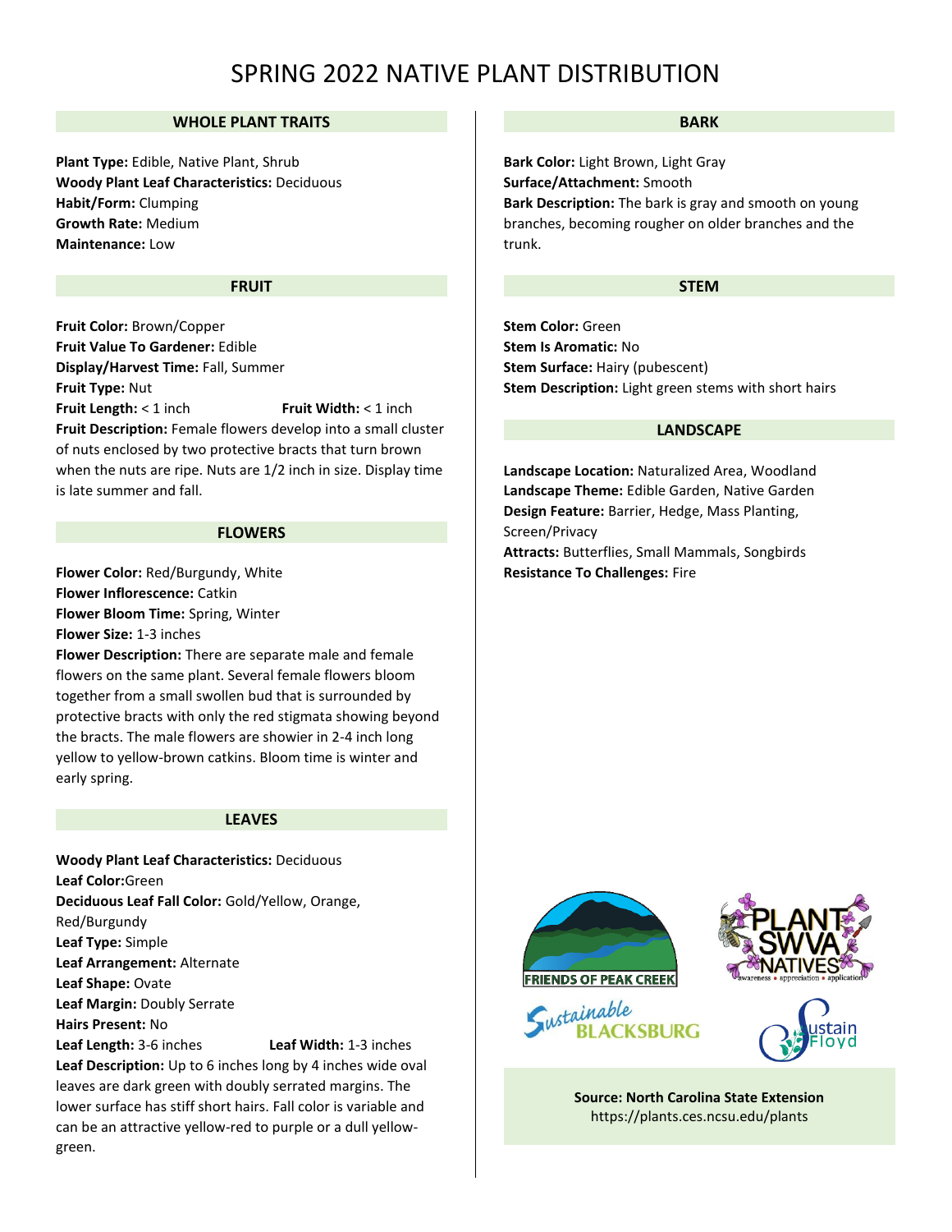# SPRING 2022 NATIVE PLANT DISTRIBUTION

## WHOLE PLANT TRAITS

**Plant Type:** Edible, Native Plant, Shrub
**Woody Plant Leaf Characteristics:** Deciduous
**Habit/Form:** Clumping
**Growth Rate:** Medium
**Maintenance:** Low

## FRUIT

**Fruit Color:** Brown/Copper
**Fruit Value To Gardener:** Edible
**Display/Harvest Time:** Fall, Summer
**Fruit Type:** Nut
**Fruit Length:** < 1 inch **Fruit Width:** < 1 inch
**Fruit Description:** Female flowers develop into a small cluster of nuts enclosed by two protective bracts that turn brown when the nuts are ripe. Nuts are 1/2 inch in size. Display time is late summer and fall.

## FLOWERS

**Flower Color:** Red/Burgundy, White
**Flower Inflorescence:** Catkin
**Flower Bloom Time:** Spring, Winter
**Flower Size:** 1-3 inches
**Flower Description:** There are separate male and female flowers on the same plant. Several female flowers bloom together from a small swollen bud that is surrounded by protective bracts with only the red stigmata showing beyond the bracts. The male flowers are showier in 2-4 inch long yellow to yellow-brown catkins. Bloom time is winter and early spring.

## LEAVES

**Woody Plant Leaf Characteristics:** Deciduous
**Leaf Color:**Green
**Deciduous Leaf Fall Color:** Gold/Yellow, Orange, Red/Burgundy
**Leaf Type:** Simple
**Leaf Arrangement:** Alternate
**Leaf Shape:** Ovate
**Leaf Margin:** Doubly Serrate
**Hairs Present:** No
**Leaf Length:** 3-6 inches **Leaf Width:** 1-3 inches
**Leaf Description:** Up to 6 inches long by 4 inches wide oval leaves are dark green with doubly serrated margins. The lower surface has stiff short hairs. Fall color is variable and can be an attractive yellow-red to purple or a dull yellow-green.

## BARK

**Bark Color:** Light Brown, Light Gray
**Surface/Attachment:** Smooth
**Bark Description:** The bark is gray and smooth on young branches, becoming rougher on older branches and the trunk.

## STEM

**Stem Color:** Green
**Stem Is Aromatic:** No
**Stem Surface:** Hairy (pubescent)
**Stem Description:** Light green stems with short hairs

## LANDSCAPE

**Landscape Location:** Naturalized Area, Woodland
**Landscape Theme:** Edible Garden, Native Garden
**Design Feature:** Barrier, Hedge, Mass Planting, Screen/Privacy
**Attracts:** Butterflies, Small Mammals, Songbirds
**Resistance To Challenges:** Fire

FRIENDS OF PEAK CREEK · PLANT SWVA NATIVES (awareness • appreciation • application) · Sustainable BLACKSBURG · Sustain Floyd

**Source: North Carolina State Extension**
https://plants.ces.ncsu.edu/plants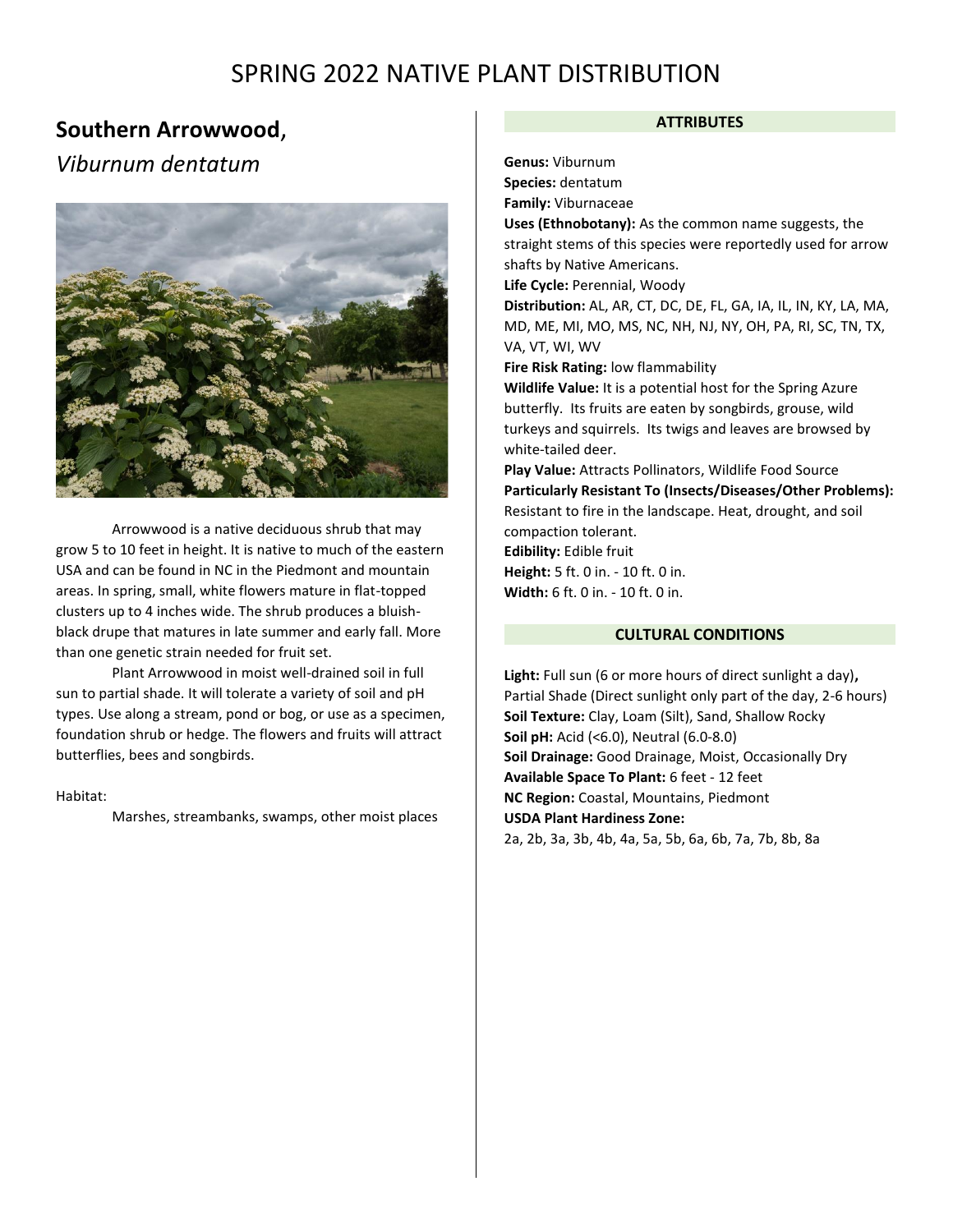# SPRING 2022 NATIVE PLANT DISTRIBUTION

## Southern Arrowwood,

*Viburnum dentatum*

Arrowwood is a native deciduous shrub that may grow 5 to 10 feet in height. It is native to much of the eastern USA and can be found in NC in the Piedmont and mountain areas. In spring, small, white flowers mature in flat-topped clusters up to 4 inches wide. The shrub produces a bluish-black drupe that matures in late summer and early fall. More than one genetic strain needed for fruit set.

Plant Arrowwood in moist well-drained soil in full sun to partial shade. It will tolerate a variety of soil and pH types. Use along a stream, pond or bog, or use as a specimen, foundation shrub or hedge. The flowers and fruits will attract butterflies, bees and songbirds.

Habitat:

Marshes, streambanks, swamps, other moist places

### ATTRIBUTES

**Genus:** Viburnum
**Species:** dentatum
**Family:** Viburnaceae
**Uses (Ethnobotany):** As the common name suggests, the straight stems of this species were reportedly used for arrow shafts by Native Americans.
**Life Cycle:** Perennial, Woody
**Distribution:** AL, AR, CT, DC, DE, FL, GA, IA, IL, IN, KY, LA, MA, MD, ME, MI, MO, MS, NC, NH, NJ, NY, OH, PA, RI, SC, TN, TX, VA, VT, WI, WV
**Fire Risk Rating:** low flammability
**Wildlife Value:** It is a potential host for the Spring Azure butterfly. Its fruits are eaten by songbirds, grouse, wild turkeys and squirrels. Its twigs and leaves are browsed by white-tailed deer.
**Play Value:** Attracts Pollinators, Wildlife Food Source
**Particularly Resistant To (Insects/Diseases/Other Problems):** Resistant to fire in the landscape. Heat, drought, and soil compaction tolerant.
**Edibility:** Edible fruit
**Height:** 5 ft. 0 in. - 10 ft. 0 in.
**Width:** 6 ft. 0 in. - 10 ft. 0 in.

### CULTURAL CONDITIONS

**Light:** Full sun (6 or more hours of direct sunlight a day)**,** Partial Shade (Direct sunlight only part of the day, 2-6 hours)
**Soil Texture:** Clay, Loam (Silt), Sand, Shallow Rocky
**Soil pH:** Acid (<6.0), Neutral (6.0-8.0)
**Soil Drainage:** Good Drainage, Moist, Occasionally Dry
**Available Space To Plant:** 6 feet - 12 feet
**NC Region:** Coastal, Mountains, Piedmont
**USDA Plant Hardiness Zone:**
2a, 2b, 3a, 3b, 4b, 4a, 5a, 5b, 6a, 6b, 7a, 7b, 8b, 8a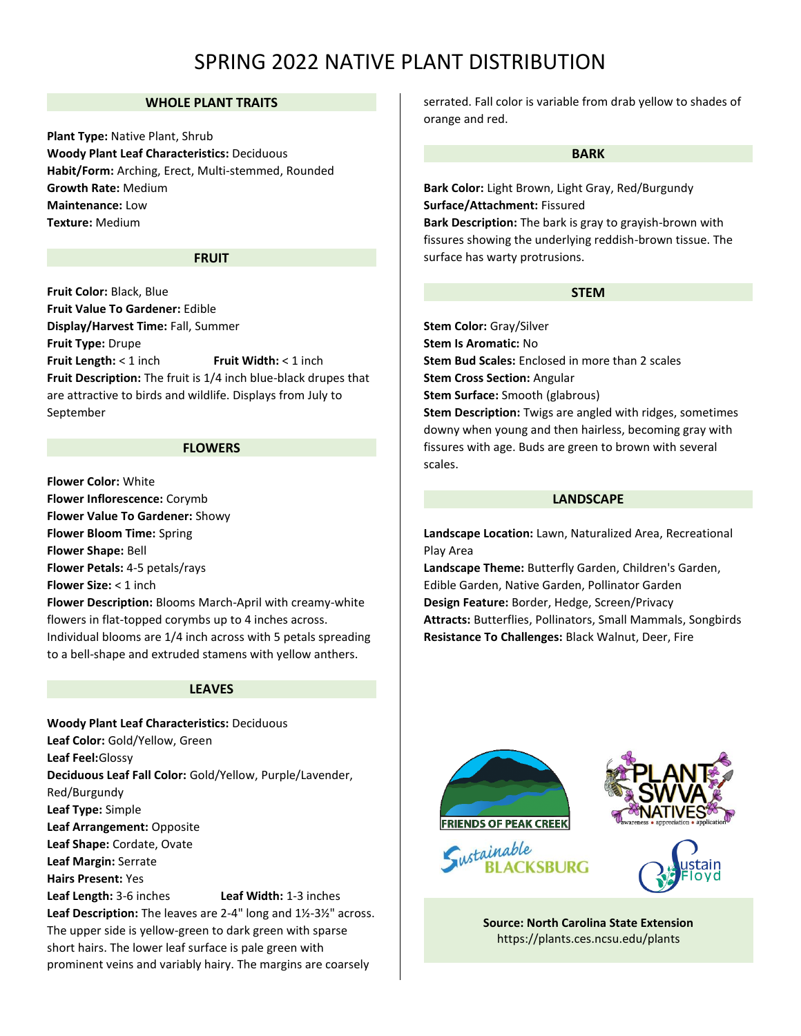# SPRING 2022 NATIVE PLANT DISTRIBUTION

## WHOLE PLANT TRAITS

**Plant Type:** Native Plant, Shrub
**Woody Plant Leaf Characteristics:** Deciduous
**Habit/Form:** Arching, Erect, Multi-stemmed, Rounded
**Growth Rate:** Medium
**Maintenance:** Low
**Texture:** Medium

## FRUIT

**Fruit Color:** Black, Blue
**Fruit Value To Gardener:** Edible
**Display/Harvest Time:** Fall, Summer
**Fruit Type:** Drupe
**Fruit Length:** < 1 inch **Fruit Width:** < 1 inch
**Fruit Description:** The fruit is 1/4 inch blue-black drupes that are attractive to birds and wildlife. Displays from July to September

## FLOWERS

**Flower Color:** White
**Flower Inflorescence:** Corymb
**Flower Value To Gardener:** Showy
**Flower Bloom Time:** Spring
**Flower Shape:** Bell
**Flower Petals:** 4-5 petals/rays
**Flower Size:** < 1 inch
**Flower Description:** Blooms March-April with creamy-white flowers in flat-topped corymbs up to 4 inches across. Individual blooms are 1/4 inch across with 5 petals spreading to a bell-shape and extruded stamens with yellow anthers.

## LEAVES

**Woody Plant Leaf Characteristics:** Deciduous
**Leaf Color:** Gold/Yellow, Green
**Leaf Feel:**Glossy
**Deciduous Leaf Fall Color:** Gold/Yellow, Purple/Lavender, Red/Burgundy
**Leaf Type:** Simple
**Leaf Arrangement:** Opposite
**Leaf Shape:** Cordate, Ovate
**Leaf Margin:** Serrate
**Hairs Present:** Yes
**Leaf Length:** 3-6 inches **Leaf Width:** 1-3 inches
**Leaf Description:** The leaves are 2-4" long and 1½-3½" across. The upper side is yellow-green to dark green with sparse short hairs. The lower leaf surface is pale green with prominent veins and variably hairy. The margins are coarsely serrated. Fall color is variable from drab yellow to shades of orange and red.

## BARK

**Bark Color:** Light Brown, Light Gray, Red/Burgundy
**Surface/Attachment:** Fissured
**Bark Description:** The bark is gray to grayish-brown with fissures showing the underlying reddish-brown tissue. The surface has warty protrusions.

## STEM

**Stem Color:** Gray/Silver
**Stem Is Aromatic:** No
**Stem Bud Scales:** Enclosed in more than 2 scales
**Stem Cross Section:** Angular
**Stem Surface:** Smooth (glabrous)
**Stem Description:** Twigs are angled with ridges, sometimes downy when young and then hairless, becoming gray with fissures with age. Buds are green to brown with several scales.

## LANDSCAPE

**Landscape Location:** Lawn, Naturalized Area, Recreational Play Area
**Landscape Theme:** Butterfly Garden, Children's Garden, Edible Garden, Native Garden, Pollinator Garden
**Design Feature:** Border, Hedge, Screen/Privacy
**Attracts:** Butterflies, Pollinators, Small Mammals, Songbirds
**Resistance To Challenges:** Black Walnut, Deer, Fire

FRIENDS OF PEAK CREEK

PLANT SWVA NATIVES
awareness • appreciation • application

Sustainable BLACKSBURG

Sustain Floyd

**Source: North Carolina State Extension**
https://plants.ces.ncsu.edu/plants